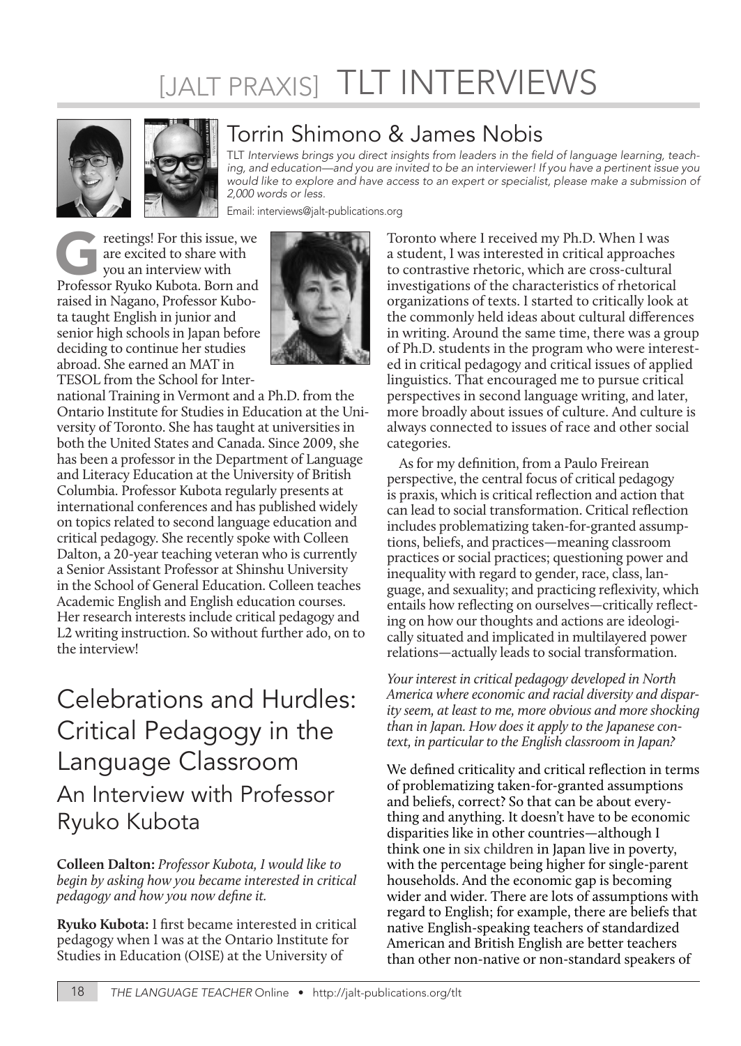# [JALT PRAXIS] TLT INTERVIEWS

## Torrin Shimono & James Nobis

TLT *Interviews brings you direct insights from leaders in the field of language learning, teaching, and education—and you are invited to be an interviewer! If you have a pertinent issue you would like to explore and have access to an expert or specialist, please make a submission of 2,000 words or less.*

Email: interviews@jalt-publications.org

Greetings! For this issue, we are excited to share with you an interview with Professor Ryuko Kubota. Born and raised in Nagano, Professor Kubota taught English in junior and senior high schools in Japan before deciding to continue her studies abroad. She earned an MAT in TESOL from the School for International Training in Vermont and a Ph.D. from the Ontario Institute for Studies in Education at the University of Toronto. She has taught at universities in both the United States and Canada. Since 2009, she has been a professor in the Department of Language and Literacy Education at the University of British Columbia. Professor Kubota regularly presents at international conferences and has published widely on topics related to second language education and critical pedagogy. She recently spoke with Colleen Dalton, a 20-year teaching veteran who is currently a Senior Assistant Professor at Shinshu University in the School of General Education. Colleen teaches Academic English and English education courses. Her research interests include critical pedagogy and L2 writing instruction. So without further ado, on to the interview!

# Celebrations and Hurdles: Critical Pedagogy in the Language Classroom

## An Interview with Professor Ryuko Kubota

**Colleen Dalton:** *Professor Kubota, I would like to begin by asking how you became interested in critical pedagogy and how you now define it.*

**Ryuko Kubota:** I first became interested in critical pedagogy when I was at the Ontario Institute for Studies in Education (OISE) at the University of Toronto where I received my Ph.D. When I was a student, I was interested in critical approaches to contrastive rhetoric, which are cross-cultural investigations of the characteristics of rhetorical organizations of texts. I started to critically look at the commonly held ideas about cultural differences in writing. Around the same time, there was a group of Ph.D. students in the program who were interested in critical pedagogy and critical issues of applied linguistics. That encouraged me to pursue critical perspectives in second language writing, and later, more broadly about issues of culture. And culture is always connected to issues of race and other social categories.

As for my definition, from a Paulo Freirean perspective, the central focus of critical pedagogy is praxis, which is critical reflection and action that can lead to social transformation. Critical reflection includes problematizing taken-for-granted assumptions, beliefs, and practices—meaning classroom practices or social practices; questioning power and inequality with regard to gender, race, class, language, and sexuality; and practicing reflexivity, which entails how reflecting on ourselves—critically reflecting on how our thoughts and actions are ideologically situated and implicated in multilayered power relations—actually leads to social transformation.

*Your interest in critical pedagogy developed in North America where economic and racial diversity and disparity seem, at least to me, more obvious and more shocking than in Japan. How does it apply to the Japanese context, in particular to the English classroom in Japan?*

We defined criticality and critical reflection in terms of problematizing taken-for-granted assumptions and beliefs, correct? So that can be about everything and anything. It doesn't have to be economic disparities like in other countries—although I think one in six children in Japan live in poverty, with the percentage being higher for single-parent households. And the economic gap is becoming wider and wider. There are lots of assumptions with regard to English; for example, there are beliefs that native English-speaking teachers of standardized American and British English are better teachers than other non-native or non-standard speakers of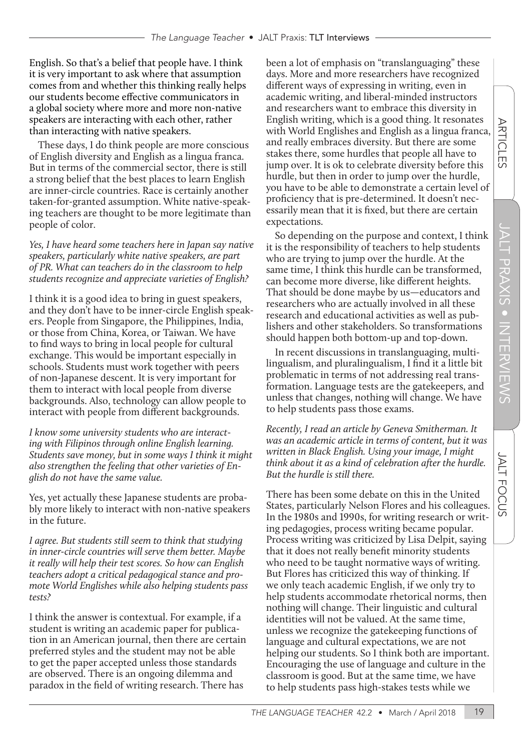English. So that's a belief that people have. I think it is very important to ask where that assumption comes from and whether this thinking really helps our students become effective communicators in a global society where more and more non-native speakers are interacting with each other, rather than interacting with native speakers.

These days, I do think people are more conscious of English diversity and English as a lingua franca. But in terms of the commercial sector, there is still a strong belief that the best places to learn English are inner-circle countries. Race is certainly another taken-for-granted assumption. White native-speaking teachers are thought to be more legitimate than people of color.

*Yes, I have heard some teachers here in Japan say native speakers, particularly white native speakers, are part of PR. What can teachers do in the classroom to help students recognize and appreciate varieties of English?*

I think it is a good idea to bring in guest speakers, and they don't have to be inner-circle English speakers. People from Singapore, the Philippines, India, or those from China, Korea, or Taiwan. We have to find ways to bring in local people for cultural exchange. This would be important especially in schools. Students must work together with peers of non-Japanese descent. It is very important for them to interact with local people from diverse backgrounds. Also, technology can allow people to interact with people from different backgrounds.

*I know some university students who are interacting with Filipinos through online English learning. Students save money, but in some ways I think it might also strengthen the feeling that other varieties of English do not have the same value.*

Yes, yet actually these Japanese students are probably more likely to interact with non-native speakers in the future.

*I agree. But students still seem to think that studying in inner-circle countries will serve them better. Maybe it really will help their test scores. So how can English teachers adopt a critical pedagogical stance and promote World Englishes while also helping students pass tests?*

I think the answer is contextual. For example, if a student is writing an academic paper for publication in an American journal, then there are certain preferred styles and the student may not be able to get the paper accepted unless those standards are observed. There is an ongoing dilemma and paradox in the field of writing research. There has been a lot of emphasis on "translanguaging" these days. More and more researchers have recognized different ways of expressing in writing, even in academic writing, and liberal-minded instructors and researchers want to embrace this diversity in English writing, which is a good thing. It resonates with World Englishes and English as a lingua franca, and really embraces diversity. But there are some stakes there, some hurdles that people all have to jump over. It is ok to celebrate diversity before this hurdle, but then in order to jump over the hurdle, you have to be able to demonstrate a certain level of proficiency that is pre-determined. It doesn't necessarily mean that it is fixed, but there are certain expectations.

So depending on the purpose and context, I think it is the responsibility of teachers to help students who are trying to jump over the hurdle. At the same time, I think this hurdle can be transformed, can become more diverse, like different heights. That should be done maybe by us—educators and researchers who are actually involved in all these research and educational activities as well as publishers and other stakeholders. So transformations should happen both bottom-up and top-down.

In recent discussions in translanguaging, multilingualism, and pluralingualism, I find it a little bit problematic in terms of not addressing real transformation. Language tests are the gatekeepers, and unless that changes, nothing will change. We have to help students pass those exams.

*Recently, I read an article by Geneva Smitherman. It was an academic article in terms of content, but it was written in Black English. Using your image, I might think about it as a kind of celebration after the hurdle. But the hurdle is still there.*

There has been some debate on this in the United States, particularly Nelson Flores and his colleagues. In the 1980s and 1990s, for writing research or writing pedagogies, process writing became popular. Process writing was criticized by Lisa Delpit, saying that it does not really benefit minority students who need to be taught normative ways of writing. But Flores has criticized this way of thinking. If we only teach academic English, if we only try to help students accommodate rhetorical norms, then nothing will change. Their linguistic and cultural identities will not be valued. At the same time, unless we recognize the gatekeeping functions of language and cultural expectations, we are not helping our students. So I think both are important. Encouraging the use of language and culture in the classroom is good. But at the same time, we have to help students pass high-stakes tests while we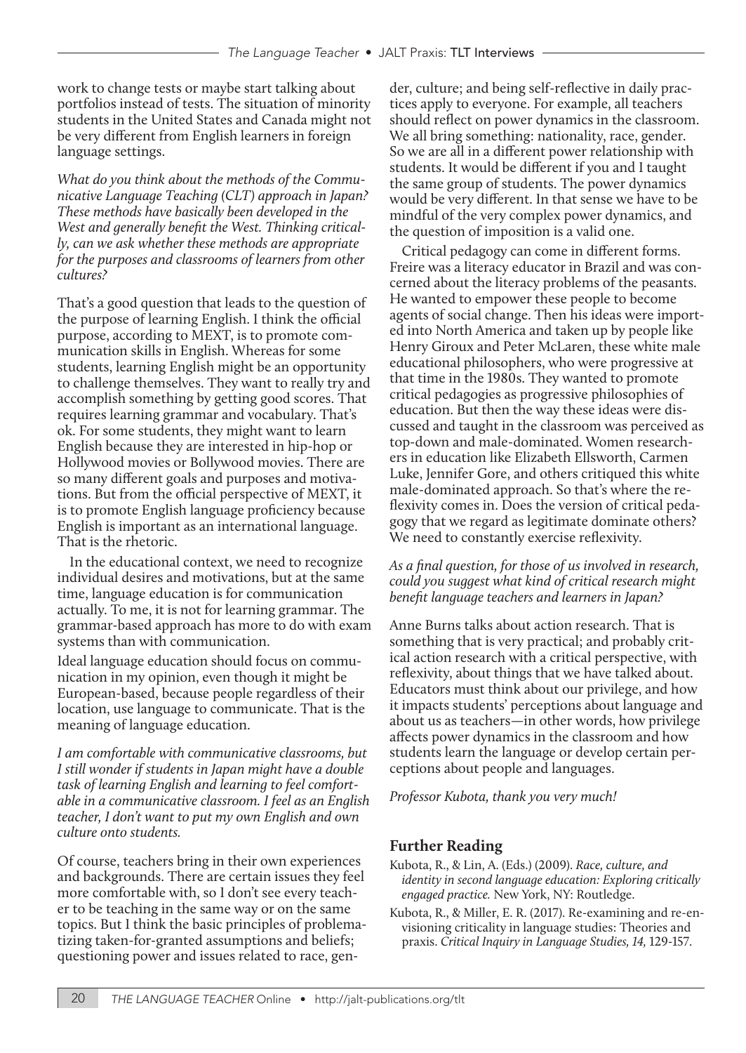work to change tests or maybe start talking about portfolios instead of tests. The situation of minority students in the United States and Canada might not be very different from English learners in foreign language settings.

*What do you think about the methods of the Communicative Language Teaching (CLT) approach in Japan? These methods have basically been developed in the West and generally benefit the West. Thinking critically, can we ask whether these methods are appropriate for the purposes and classrooms of learners from other cultures?*

That's a good question that leads to the question of the purpose of learning English. I think the official purpose, according to MEXT, is to promote communication skills in English. Whereas for some students, learning English might be an opportunity to challenge themselves. They want to really try and accomplish something by getting good scores. That requires learning grammar and vocabulary. That's ok. For some students, they might want to learn English because they are interested in hip-hop or Hollywood movies or Bollywood movies. There are so many different goals and purposes and motivations. But from the official perspective of MEXT, it is to promote English language proficiency because English is important as an international language. That is the rhetoric.

In the educational context, we need to recognize individual desires and motivations, but at the same time, language education is for communication actually. To me, it is not for learning grammar. The grammar-based approach has more to do with exam systems than with communication.

Ideal language education should focus on communication in my opinion, even though it might be European-based, because people regardless of their location, use language to communicate. That is the meaning of language education.

*I am comfortable with communicative classrooms, but I still wonder if students in Japan might have a double task of learning English and learning to feel comfortable in a communicative classroom. I feel as an English teacher, I don't want to put my own English and own culture onto students.*

Of course, teachers bring in their own experiences and backgrounds. There are certain issues they feel more comfortable with, so I don't see every teacher to be teaching in the same way or on the same topics. But I think the basic principles of problematizing taken-for-granted assumptions and beliefs; questioning power and issues related to race, gender, culture; and being self-reflective in daily practices apply to everyone. For example, all teachers should reflect on power dynamics in the classroom. We all bring something: nationality, race, gender. So we are all in a different power relationship with students. It would be different if you and I taught the same group of students. The power dynamics would be very different. In that sense we have to be mindful of the very complex power dynamics, and the question of imposition is a valid one.

Critical pedagogy can come in different forms. Freire was a literacy educator in Brazil and was concerned about the literacy problems of the peasants. He wanted to empower these people to become agents of social change. Then his ideas were imported into North America and taken up by people like Henry Giroux and Peter McLaren, these white male educational philosophers, who were progressive at that time in the 1980s. They wanted to promote critical pedagogies as progressive philosophies of education. But then the way these ideas were discussed and taught in the classroom was perceived as top-down and male-dominated. Women researchers in education like Elizabeth Ellsworth, Carmen Luke, Jennifer Gore, and others critiqued this white male-dominated approach. So that's where the reflexivity comes in. Does the version of critical pedagogy that we regard as legitimate dominate others? We need to constantly exercise reflexivity.

*As a final question, for those of us involved in research, could you suggest what kind of critical research might benefit language teachers and learners in Japan?*

Anne Burns talks about action research. That is something that is very practical; and probably critical action research with a critical perspective, with reflexivity, about things that we have talked about. Educators must think about our privilege, and how it impacts students' perceptions about language and about us as teachers—in other words, how privilege affects power dynamics in the classroom and how students learn the language or develop certain perceptions about people and languages.

*Professor Kubota, thank you very much!*

## Further Reading

Kubota, R., & Lin, A. (Eds.) (2009). *Race, culture, and identity in second language education: Exploring critically engaged practice.* New York, NY: Routledge.

Kubota, R., & Miller, E. R. (2017). Re-examining and re-envisioning criticality in language studies: Theories and praxis. *Critical Inquiry in Language Studies, 14,* 129-157.